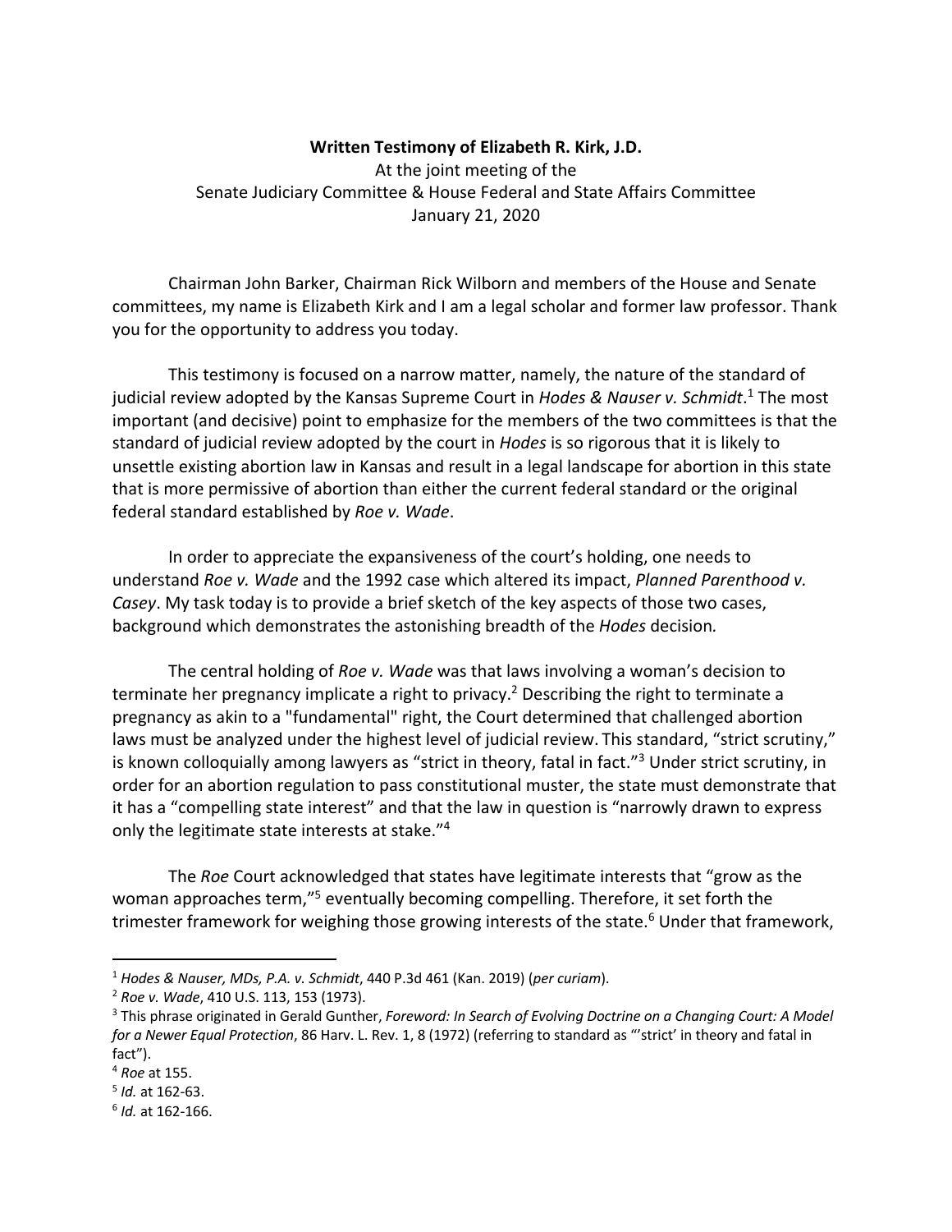**Written Testimony of Elizabeth R. Kirk, J.D.**
At the joint meeting of the
Senate Judiciary Committee & House Federal and State Affairs Committee
January 21, 2020

Chairman John Barker, Chairman Rick Wilborn and members of the House and Senate committees, my name is Elizabeth Kirk and I am a legal scholar and former law professor. Thank you for the opportunity to address you today.

This testimony is focused on a narrow matter, namely, the nature of the standard of judicial review adopted by the Kansas Supreme Court in *Hodes & Nauser v. Schmidt*.[1] The most important (and decisive) point to emphasize for the members of the two committees is that the standard of judicial review adopted by the court in *Hodes* is so rigorous that it is likely to unsettle existing abortion law in Kansas and result in a legal landscape for abortion in this state that is more permissive of abortion than either the current federal standard or the original federal standard established by *Roe v. Wade*.

In order to appreciate the expansiveness of the court's holding, one needs to understand *Roe v. Wade* and the 1992 case which altered its impact, *Planned Parenthood v. Casey*. My task today is to provide a brief sketch of the key aspects of those two cases, background which demonstrates the astonishing breadth of the *Hodes* decision.

The central holding of *Roe v. Wade* was that laws involving a woman's decision to terminate her pregnancy implicate a right to privacy.[2] Describing the right to terminate a pregnancy as akin to a "fundamental" right, the Court determined that challenged abortion laws must be analyzed under the highest level of judicial review. This standard, "strict scrutiny," is known colloquially among lawyers as "strict in theory, fatal in fact."[3] Under strict scrutiny, in order for an abortion regulation to pass constitutional muster, the state must demonstrate that it has a "compelling state interest" and that the law in question is "narrowly drawn to express only the legitimate state interests at stake."[4]

The *Roe* Court acknowledged that states have legitimate interests that "grow as the woman approaches term,"[5] eventually becoming compelling. Therefore, it set forth the trimester framework for weighing those growing interests of the state.[6] Under that framework,

---

[1] *Hodes & Nauser, MDs, P.A. v. Schmidt*, 440 P.3d 461 (Kan. 2019) (*per curiam*).

[2] *Roe v. Wade*, 410 U.S. 113, 153 (1973).

[3] This phrase originated in Gerald Gunther, *Foreword: In Search of Evolving Doctrine on a Changing Court: A Model for a Newer Equal Protection*, 86 Harv. L. Rev. 1, 8 (1972) (referring to standard as "'strict' in theory and fatal in fact").

[4] *Roe* at 155.

[5] *Id.* at 162-63.

[6] *Id.* at 162-166.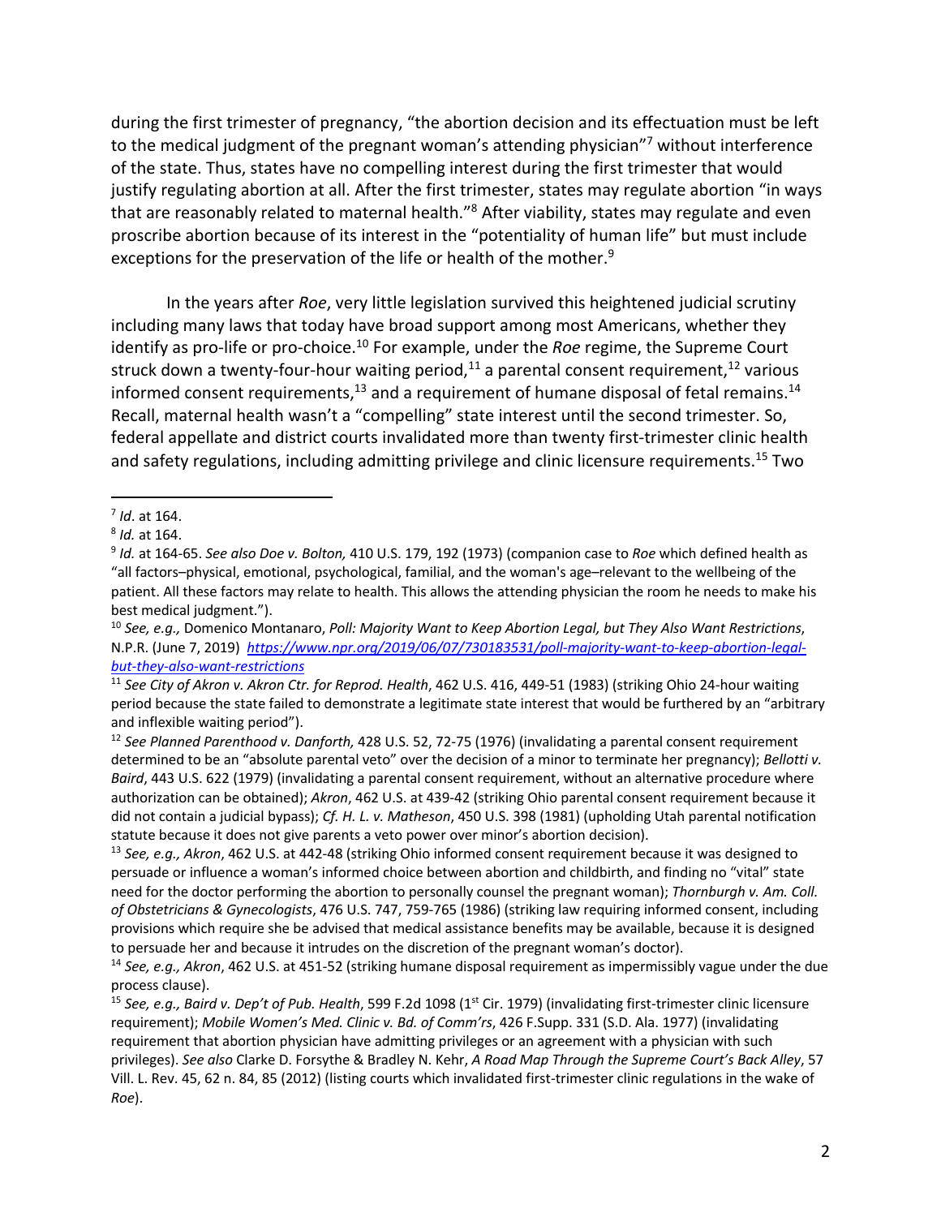during the first trimester of pregnancy, "the abortion decision and its effectuation must be left to the medical judgment of the pregnant woman's attending physician"[7] without interference of the state. Thus, states have no compelling interest during the first trimester that would justify regulating abortion at all. After the first trimester, states may regulate abortion "in ways that are reasonably related to maternal health."[8] After viability, states may regulate and even proscribe abortion because of its interest in the "potentiality of human life" but must include exceptions for the preservation of the life or health of the mother.[9]

In the years after *Roe*, very little legislation survived this heightened judicial scrutiny including many laws that today have broad support among most Americans, whether they identify as pro-life or pro-choice.[10] For example, under the *Roe* regime, the Supreme Court struck down a twenty-four-hour waiting period,[11] a parental consent requirement,[12] various informed consent requirements,[13] and a requirement of humane disposal of fetal remains.[14] Recall, maternal health wasn't a "compelling" state interest until the second trimester. So, federal appellate and district courts invalidated more than twenty first-trimester clinic health and safety regulations, including admitting privilege and clinic licensure requirements.[15] Two

---

[7] *Id*. at 164.

[8] *Id.* at 164.

[9] *Id.* at 164-65. *See also Doe v. Bolton,* 410 U.S. 179, 192 (1973) (companion case to *Roe* which defined health as "all factors–physical, emotional, psychological, familial, and the woman's age–relevant to the wellbeing of the patient. All these factors may relate to health. This allows the attending physician the room he needs to make his best medical judgment.").

[10] *See, e.g.,* Domenico Montanaro, *Poll: Majority Want to Keep Abortion Legal, but They Also Want Restrictions*, N.P.R. (June 7, 2019) *https://www.npr.org/2019/06/07/730183531/poll-majority-want-to-keep-abortion-legal-but-they-also-want-restrictions*

[11] *See City of Akron v. Akron Ctr. for Reprod. Health*, 462 U.S. 416, 449-51 (1983) (striking Ohio 24-hour waiting period because the state failed to demonstrate a legitimate state interest that would be furthered by an "arbitrary and inflexible waiting period").

[12] *See Planned Parenthood v. Danforth,* 428 U.S. 52, 72-75 (1976) (invalidating a parental consent requirement determined to be an "absolute parental veto" over the decision of a minor to terminate her pregnancy); *Bellotti v. Baird*, 443 U.S. 622 (1979) (invalidating a parental consent requirement, without an alternative procedure where authorization can be obtained); *Akron*, 462 U.S. at 439-42 (striking Ohio parental consent requirement because it did not contain a judicial bypass); *Cf. H. L. v. Matheson*, 450 U.S. 398 (1981) (upholding Utah parental notification statute because it does not give parents a veto power over minor's abortion decision).

[13] *See, e.g., Akron*, 462 U.S. at 442-48 (striking Ohio informed consent requirement because it was designed to persuade or influence a woman's informed choice between abortion and childbirth, and finding no "vital" state need for the doctor performing the abortion to personally counsel the pregnant woman); *Thornburgh v. Am. Coll. of Obstetricians & Gynecologists*, 476 U.S. 747, 759-765 (1986) (striking law requiring informed consent, including provisions which require she be advised that medical assistance benefits may be available, because it is designed to persuade her and because it intrudes on the discretion of the pregnant woman's doctor).

[14] *See, e.g., Akron*, 462 U.S. at 451-52 (striking humane disposal requirement as impermissibly vague under the due process clause).

[15] *See, e.g., Baird v. Dep't of Pub. Health*, 599 F.2d 1098 (1st Cir. 1979) (invalidating first-trimester clinic licensure requirement); *Mobile Women's Med. Clinic v. Bd. of Comm'rs*, 426 F.Supp. 331 (S.D. Ala. 1977) (invalidating requirement that abortion physician have admitting privileges or an agreement with a physician with such privileges). *See also* Clarke D. Forsythe & Bradley N. Kehr, *A Road Map Through the Supreme Court's Back Alley*, 57 Vill. L. Rev. 45, 62 n. 84, 85 (2012) (listing courts which invalidated first-trimester clinic regulations in the wake of *Roe*).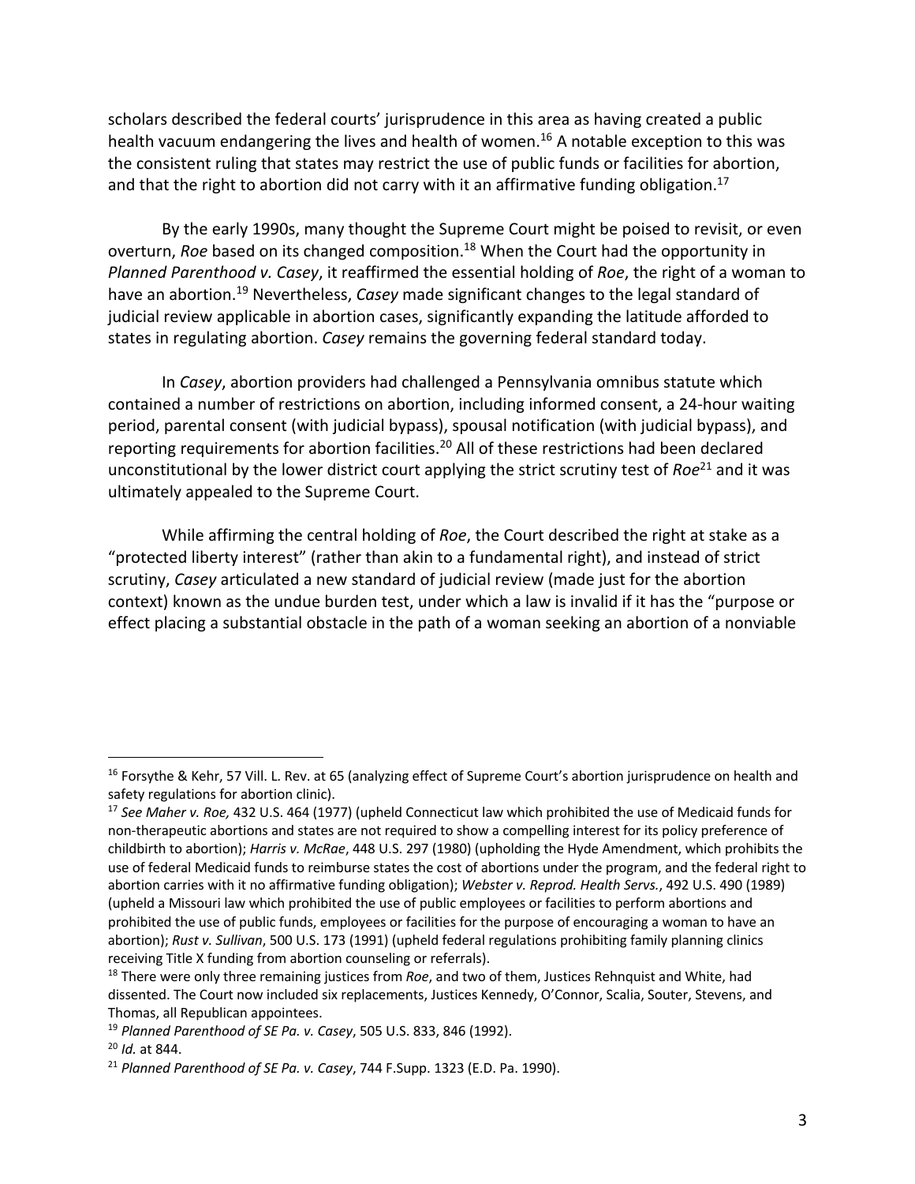scholars described the federal courts' jurisprudence in this area as having created a public health vacuum endangering the lives and health of women.[16] A notable exception to this was the consistent ruling that states may restrict the use of public funds or facilities for abortion, and that the right to abortion did not carry with it an affirmative funding obligation.[17]

By the early 1990s, many thought the Supreme Court might be poised to revisit, or even overturn, *Roe* based on its changed composition.[18] When the Court had the opportunity in *Planned Parenthood v. Casey*, it reaffirmed the essential holding of *Roe*, the right of a woman to have an abortion.[19] Nevertheless, *Casey* made significant changes to the legal standard of judicial review applicable in abortion cases, significantly expanding the latitude afforded to states in regulating abortion. *Casey* remains the governing federal standard today.

In *Casey*, abortion providers had challenged a Pennsylvania omnibus statute which contained a number of restrictions on abortion, including informed consent, a 24-hour waiting period, parental consent (with judicial bypass), spousal notification (with judicial bypass), and reporting requirements for abortion facilities.[20] All of these restrictions had been declared unconstitutional by the lower district court applying the strict scrutiny test of *Roe*[21] and it was ultimately appealed to the Supreme Court.

While affirming the central holding of *Roe*, the Court described the right at stake as a "protected liberty interest" (rather than akin to a fundamental right), and instead of strict scrutiny, *Casey* articulated a new standard of judicial review (made just for the abortion context) known as the undue burden test, under which a law is invalid if it has the "purpose or effect placing a substantial obstacle in the path of a woman seeking an abortion of a nonviable

---

[16] Forsythe & Kehr, 57 Vill. L. Rev. at 65 (analyzing effect of Supreme Court's abortion jurisprudence on health and safety regulations for abortion clinic).

[17] *See Maher v. Roe,* 432 U.S. 464 (1977) (upheld Connecticut law which prohibited the use of Medicaid funds for non-therapeutic abortions and states are not required to show a compelling interest for its policy preference of childbirth to abortion); *Harris v. McRae*, 448 U.S. 297 (1980) (upholding the Hyde Amendment, which prohibits the use of federal Medicaid funds to reimburse states the cost of abortions under the program, and the federal right to abortion carries with it no affirmative funding obligation); *Webster v. Reprod. Health Servs.*, 492 U.S. 490 (1989) (upheld a Missouri law which prohibited the use of public employees or facilities to perform abortions and prohibited the use of public funds, employees or facilities for the purpose of encouraging a woman to have an abortion); *Rust v. Sullivan*, 500 U.S. 173 (1991) (upheld federal regulations prohibiting family planning clinics receiving Title X funding from abortion counseling or referrals).

[18] There were only three remaining justices from *Roe*, and two of them, Justices Rehnquist and White, had dissented. The Court now included six replacements, Justices Kennedy, O'Connor, Scalia, Souter, Stevens, and Thomas, all Republican appointees.

[19] *Planned Parenthood of SE Pa. v. Casey*, 505 U.S. 833, 846 (1992).

[20] *Id.* at 844.

[21] *Planned Parenthood of SE Pa. v. Casey*, 744 F.Supp. 1323 (E.D. Pa. 1990).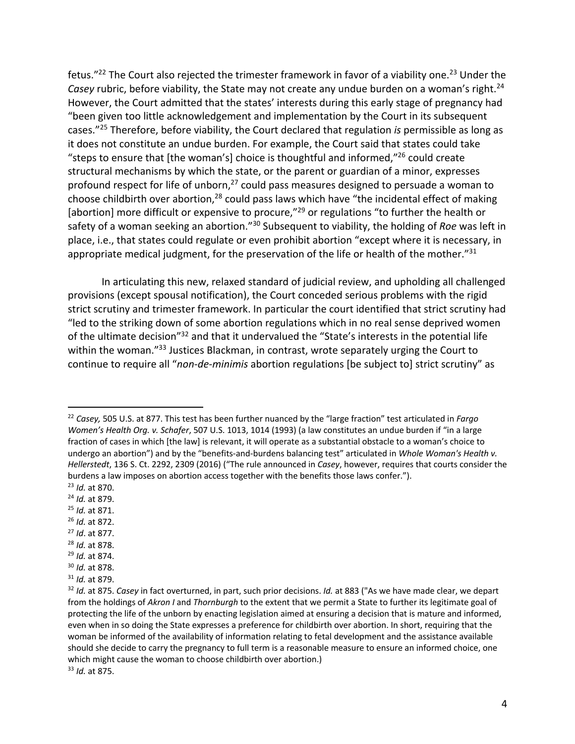fetus."[22] The Court also rejected the trimester framework in favor of a viability one.[23] Under the *Casey* rubric, before viability, the State may not create any undue burden on a woman's right.[24] However, the Court admitted that the states' interests during this early stage of pregnancy had "been given too little acknowledgement and implementation by the Court in its subsequent cases."[25] Therefore, before viability, the Court declared that regulation *is* permissible as long as it does not constitute an undue burden. For example, the Court said that states could take "steps to ensure that [the woman's] choice is thoughtful and informed,"[26] could create structural mechanisms by which the state, or the parent or guardian of a minor, expresses profound respect for life of unborn,[27] could pass measures designed to persuade a woman to choose childbirth over abortion,[28] could pass laws which have "the incidental effect of making [abortion] more difficult or expensive to procure,"[29] or regulations "to further the health or safety of a woman seeking an abortion."[30] Subsequent to viability, the holding of *Roe* was left in place, i.e., that states could regulate or even prohibit abortion "except where it is necessary, in appropriate medical judgment, for the preservation of the life or health of the mother."[31]

In articulating this new, relaxed standard of judicial review, and upholding all challenged provisions (except spousal notification), the Court conceded serious problems with the rigid strict scrutiny and trimester framework. In particular the court identified that strict scrutiny had "led to the striking down of some abortion regulations which in no real sense deprived women of the ultimate decision"[32] and that it undervalued the "State's interests in the potential life within the woman."[33] Justices Blackman, in contrast, wrote separately urging the Court to continue to require all "*non-de-minimis* abortion regulations [be subject to] strict scrutiny" as

---

[22] *Casey,* 505 U.S. at 877. This test has been further nuanced by the "large fraction" test articulated in *Fargo Women's Health Org. v. Schafer*, 507 U.S. 1013, 1014 (1993) (a law constitutes an undue burden if "in a large fraction of cases in which [the law] is relevant, it will operate as a substantial obstacle to a woman's choice to undergo an abortion") and by the "benefits-and-burdens balancing test" articulated in *Whole Woman's Health v. Hellerstedt*, 136 S. Ct. 2292, 2309 (2016) ("The rule announced in *Casey*, however, requires that courts consider the burdens a law imposes on abortion access together with the benefits those laws confer.").

[23] *Id.* at 870.

[24] *Id.* at 879.

[25] *Id.* at 871.

[26] *Id.* at 872.

[27] *Id*. at 877.

[28] *Id.* at 878.

[29] *Id.* at 874.

[30] *Id.* at 878.

[31] *Id.* at 879.

[32] *Id.* at 875. *Casey* in fact overturned, in part, such prior decisions. *Id.* at 883 ("As we have made clear, we depart from the holdings of *Akron I* and *Thornburgh* to the extent that we permit a State to further its legitimate goal of protecting the life of the unborn by enacting legislation aimed at ensuring a decision that is mature and informed, even when in so doing the State expresses a preference for childbirth over abortion. In short, requiring that the woman be informed of the availability of information relating to fetal development and the assistance available should she decide to carry the pregnancy to full term is a reasonable measure to ensure an informed choice, one which might cause the woman to choose childbirth over abortion.)

[33] *Id.* at 875.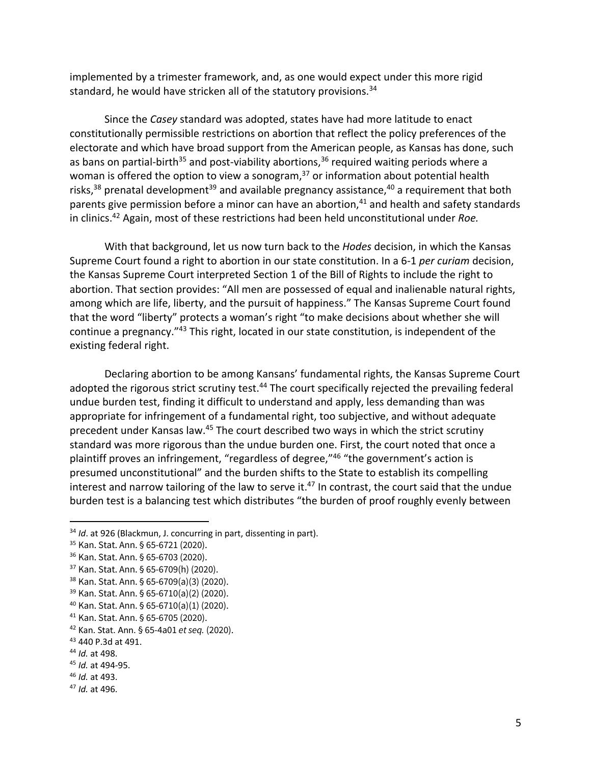implemented by a trimester framework, and, as one would expect under this more rigid standard, he would have stricken all of the statutory provisions.[34]

Since the *Casey* standard was adopted, states have had more latitude to enact constitutionally permissible restrictions on abortion that reflect the policy preferences of the electorate and which have broad support from the American people, as Kansas has done, such as bans on partial-birth[35] and post-viability abortions,[36] required waiting periods where a woman is offered the option to view a sonogram,[37] or information about potential health risks,[38] prenatal development[39] and available pregnancy assistance,[40] a requirement that both parents give permission before a minor can have an abortion,[41] and health and safety standards in clinics.[42] Again, most of these restrictions had been held unconstitutional under *Roe.*

With that background, let us now turn back to the *Hodes* decision, in which the Kansas Supreme Court found a right to abortion in our state constitution. In a 6-1 *per curiam* decision, the Kansas Supreme Court interpreted Section 1 of the Bill of Rights to include the right to abortion. That section provides: "All men are possessed of equal and inalienable natural rights, among which are life, liberty, and the pursuit of happiness." The Kansas Supreme Court found that the word "liberty" protects a woman's right "to make decisions about whether she will continue a pregnancy."[43] This right, located in our state constitution, is independent of the existing federal right.

Declaring abortion to be among Kansans' fundamental rights, the Kansas Supreme Court adopted the rigorous strict scrutiny test.[44] The court specifically rejected the prevailing federal undue burden test, finding it difficult to understand and apply, less demanding than was appropriate for infringement of a fundamental right, too subjective, and without adequate precedent under Kansas law.[45] The court described two ways in which the strict scrutiny standard was more rigorous than the undue burden one. First, the court noted that once a plaintiff proves an infringement, "regardless of degree,"[46] "the government's action is presumed unconstitutional" and the burden shifts to the State to establish its compelling interest and narrow tailoring of the law to serve it.[47] In contrast, the court said that the undue burden test is a balancing test which distributes "the burden of proof roughly evenly between

---

[34] *Id*. at 926 (Blackmun, J. concurring in part, dissenting in part).

[35] Kan. Stat. Ann. § 65-6721 (2020).

[36] Kan. Stat. Ann. § 65-6703 (2020).

[37] Kan. Stat. Ann. § 65-6709(h) (2020).

[38] Kan. Stat. Ann. § 65-6709(a)(3) (2020).

[39] Kan. Stat. Ann. § 65-6710(a)(2) (2020).

[40] Kan. Stat. Ann. § 65-6710(a)(1) (2020).

[41] Kan. Stat. Ann. § 65-6705 (2020).

[42] Kan. Stat. Ann. § 65-4a01 *et seq.* (2020).

[43] 440 P.3d at 491.

[44] *Id.* at 498.

[45] *Id.* at 494-95.

[46] *Id.* at 493.

[47] *Id.* at 496.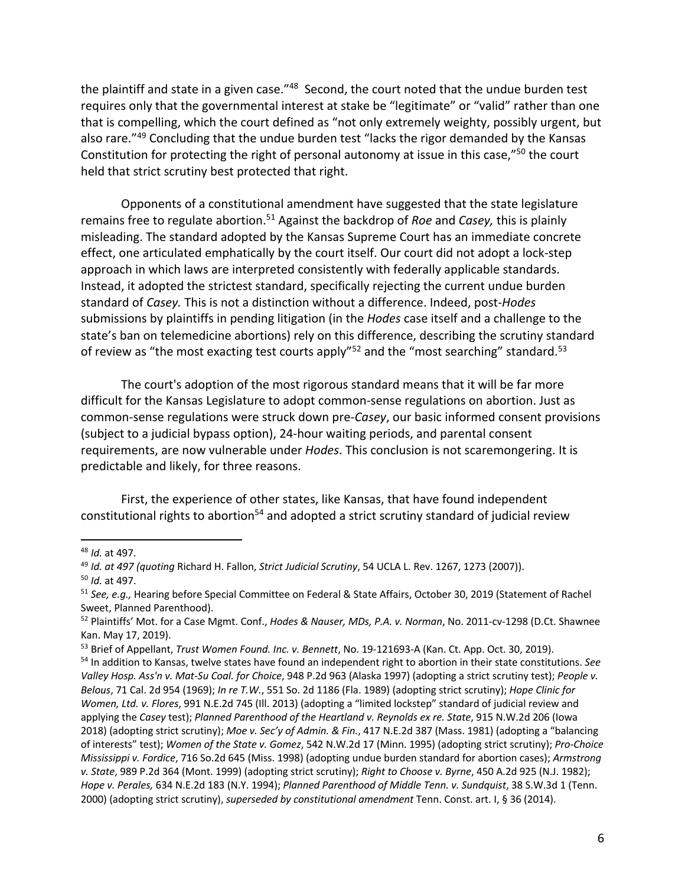the plaintiff and state in a given case."[48] Second, the court noted that the undue burden test requires only that the governmental interest at stake be "legitimate" or "valid" rather than one that is compelling, which the court defined as "not only extremely weighty, possibly urgent, but also rare."[49] Concluding that the undue burden test "lacks the rigor demanded by the Kansas Constitution for protecting the right of personal autonomy at issue in this case,"[50] the court held that strict scrutiny best protected that right.

Opponents of a constitutional amendment have suggested that the state legislature remains free to regulate abortion.[51] Against the backdrop of *Roe* and *Casey,* this is plainly misleading. The standard adopted by the Kansas Supreme Court has an immediate concrete effect, one articulated emphatically by the court itself. Our court did not adopt a lock-step approach in which laws are interpreted consistently with federally applicable standards. Instead, it adopted the strictest standard, specifically rejecting the current undue burden standard of *Casey.* This is not a distinction without a difference. Indeed, post-*Hodes* submissions by plaintiffs in pending litigation (in the *Hodes* case itself and a challenge to the state's ban on telemedicine abortions) rely on this difference, describing the scrutiny standard of review as "the most exacting test courts apply"[52] and the "most searching" standard.[53]

The court's adoption of the most rigorous standard means that it will be far more difficult for the Kansas Legislature to adopt common-sense regulations on abortion. Just as common-sense regulations were struck down pre-*Casey*, our basic informed consent provisions (subject to a judicial bypass option), 24-hour waiting periods, and parental consent requirements, are now vulnerable under *Hodes*. This conclusion is not scaremongering. It is predictable and likely, for three reasons.

First, the experience of other states, like Kansas, that have found independent constitutional rights to abortion[54] and adopted a strict scrutiny standard of judicial review

---

[48] *Id.* at 497.

[49] *Id. at 497 (quoting* Richard H. Fallon, *Strict Judicial Scrutiny*, 54 UCLA L. Rev. 1267, 1273 (2007)).

[50] *Id.* at 497.

[51] *See, e.g.,* Hearing before Special Committee on Federal & State Affairs, October 30, 2019 (Statement of Rachel Sweet, Planned Parenthood).

[52] Plaintiffs' Mot. for a Case Mgmt. Conf., *Hodes & Nauser, MDs, P.A. v. Norman*, No. 2011-cv-1298 (D.Ct. Shawnee Kan. May 17, 2019).

[53] Brief of Appellant, *Trust Women Found. Inc. v. Bennett*, No. 19-121693-A (Kan. Ct. App. Oct. 30, 2019).

[54] In addition to Kansas, twelve states have found an independent right to abortion in their state constitutions. *See Valley Hosp. Ass'n v. Mat-Su Coal. for Choice*, 948 P.2d 963 (Alaska 1997) (adopting a strict scrutiny test); *People v. Belous*, 71 Cal. 2d 954 (1969); *In re T.W.*, 551 So. 2d 1186 (Fla. 1989) (adopting strict scrutiny); *Hope Clinic for Women, Ltd. v. Flores*, 991 N.E.2d 745 (Ill. 2013) (adopting a "limited lockstep" standard of judicial review and applying the *Casey* test); *Planned Parenthood of the Heartland v. Reynolds ex re. State*, 915 N.W.2d 206 (Iowa 2018) (adopting strict scrutiny); *Moe v. Sec'y of Admin. & Fin.*, 417 N.E.2d 387 (Mass. 1981) (adopting a "balancing of interests" test); *Women of the State v. Gomez*, 542 N.W.2d 17 (Minn. 1995) (adopting strict scrutiny); *Pro-Choice Mississippi v. Fordice*, 716 So.2d 645 (Miss. 1998) (adopting undue burden standard for abortion cases); *Armstrong v. State*, 989 P.2d 364 (Mont. 1999) (adopting strict scrutiny); *Right to Choose v. Byrne*, 450 A.2d 925 (N.J. 1982); *Hope v. Perales,* 634 N.E.2d 183 (N.Y. 1994); *Planned Parenthood of Middle Tenn. v. Sundquist*, 38 S.W.3d 1 (Tenn. 2000) (adopting strict scrutiny), *superseded by constitutional amendment* Tenn. Const. art. I, § 36 (2014).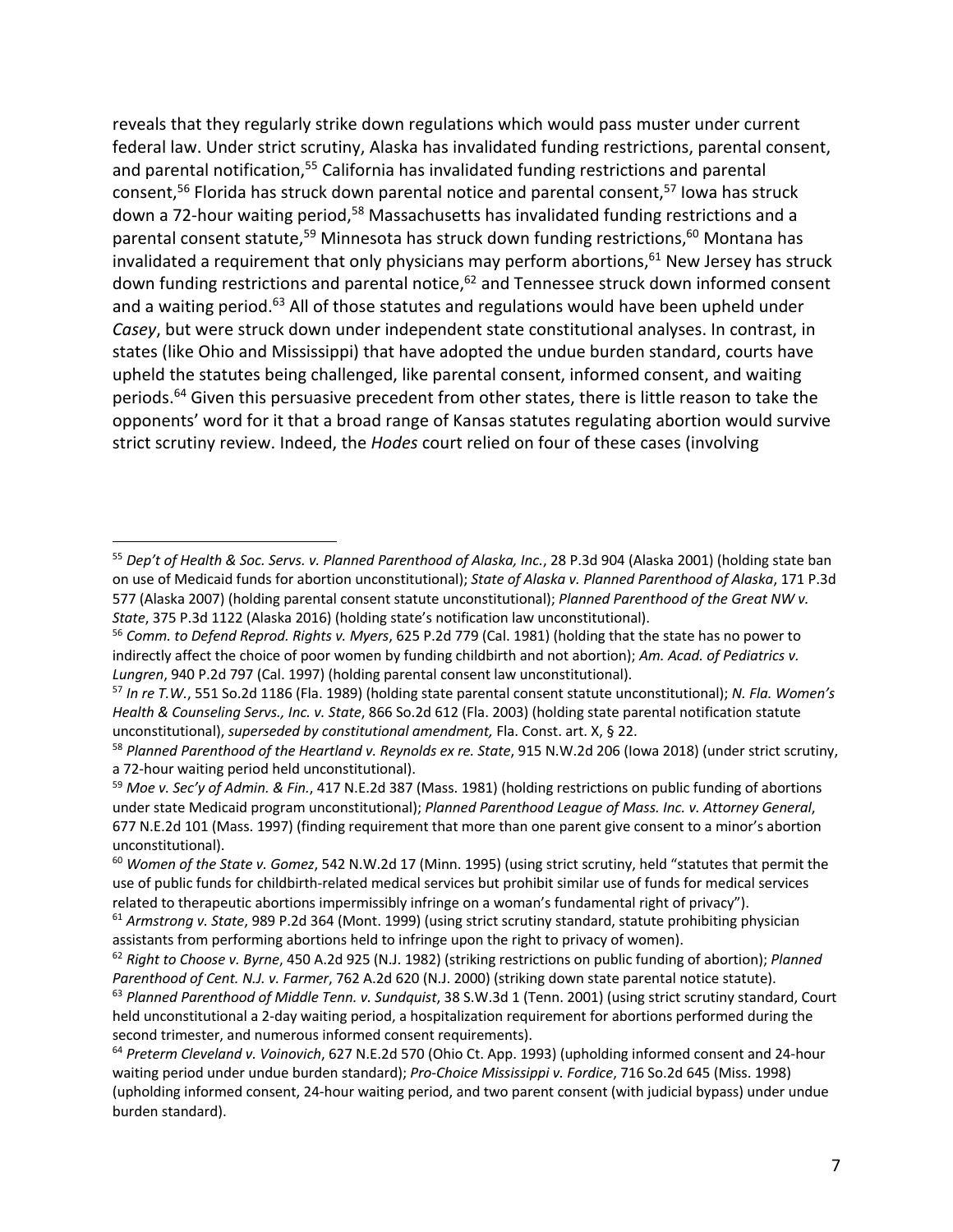reveals that they regularly strike down regulations which would pass muster under current federal law. Under strict scrutiny, Alaska has invalidated funding restrictions, parental consent, and parental notification,[55] California has invalidated funding restrictions and parental consent,[56] Florida has struck down parental notice and parental consent,[57] Iowa has struck down a 72-hour waiting period,[58] Massachusetts has invalidated funding restrictions and a parental consent statute,[59] Minnesota has struck down funding restrictions,[60] Montana has invalidated a requirement that only physicians may perform abortions,[61] New Jersey has struck down funding restrictions and parental notice,[62] and Tennessee struck down informed consent and a waiting period.[63] All of those statutes and regulations would have been upheld under *Casey*, but were struck down under independent state constitutional analyses. In contrast, in states (like Ohio and Mississippi) that have adopted the undue burden standard, courts have upheld the statutes being challenged, like parental consent, informed consent, and waiting periods.[64] Given this persuasive precedent from other states, there is little reason to take the opponents' word for it that a broad range of Kansas statutes regulating abortion would survive strict scrutiny review. Indeed, the *Hodes* court relied on four of these cases (involving

---

[55] *Dep't of Health & Soc. Servs. v. Planned Parenthood of Alaska, Inc.*, 28 P.3d 904 (Alaska 2001) (holding state ban on use of Medicaid funds for abortion unconstitutional); *State of Alaska v. Planned Parenthood of Alaska*, 171 P.3d 577 (Alaska 2007) (holding parental consent statute unconstitutional); *Planned Parenthood of the Great NW v. State*, 375 P.3d 1122 (Alaska 2016) (holding state's notification law unconstitutional).

[56] *Comm. to Defend Reprod. Rights v. Myers*, 625 P.2d 779 (Cal. 1981) (holding that the state has no power to indirectly affect the choice of poor women by funding childbirth and not abortion); *Am. Acad. of Pediatrics v. Lungren*, 940 P.2d 797 (Cal. 1997) (holding parental consent law unconstitutional).

[57] *In re T.W.*, 551 So.2d 1186 (Fla. 1989) (holding state parental consent statute unconstitutional); *N. Fla. Women's Health & Counseling Servs., Inc. v. State*, 866 So.2d 612 (Fla. 2003) (holding state parental notification statute unconstitutional), *superseded by constitutional amendment,* Fla. Const. art. X, § 22.

[58] *Planned Parenthood of the Heartland v. Reynolds ex re. State*, 915 N.W.2d 206 (Iowa 2018) (under strict scrutiny, a 72-hour waiting period held unconstitutional).

[59] *Moe v. Sec'y of Admin. & Fin.*, 417 N.E.2d 387 (Mass. 1981) (holding restrictions on public funding of abortions under state Medicaid program unconstitutional); *Planned Parenthood League of Mass. Inc. v. Attorney General*, 677 N.E.2d 101 (Mass. 1997) (finding requirement that more than one parent give consent to a minor's abortion unconstitutional).

[60] *Women of the State v. Gomez*, 542 N.W.2d 17 (Minn. 1995) (using strict scrutiny, held "statutes that permit the use of public funds for childbirth-related medical services but prohibit similar use of funds for medical services related to therapeutic abortions impermissibly infringe on a woman's fundamental right of privacy").

[61] *Armstrong v. State*, 989 P.2d 364 (Mont. 1999) (using strict scrutiny standard, statute prohibiting physician assistants from performing abortions held to infringe upon the right to privacy of women).

[62] *Right to Choose v. Byrne*, 450 A.2d 925 (N.J. 1982) (striking restrictions on public funding of abortion); *Planned Parenthood of Cent. N.J. v. Farmer*, 762 A.2d 620 (N.J. 2000) (striking down state parental notice statute).

[63] *Planned Parenthood of Middle Tenn. v. Sundquist*, 38 S.W.3d 1 (Tenn. 2001) (using strict scrutiny standard, Court held unconstitutional a 2-day waiting period, a hospitalization requirement for abortions performed during the second trimester, and numerous informed consent requirements).

[64] *Preterm Cleveland v. Voinovich*, 627 N.E.2d 570 (Ohio Ct. App. 1993) (upholding informed consent and 24-hour waiting period under undue burden standard); *Pro-Choice Mississippi v. Fordice*, 716 So.2d 645 (Miss. 1998) (upholding informed consent, 24-hour waiting period, and two parent consent (with judicial bypass) under undue burden standard).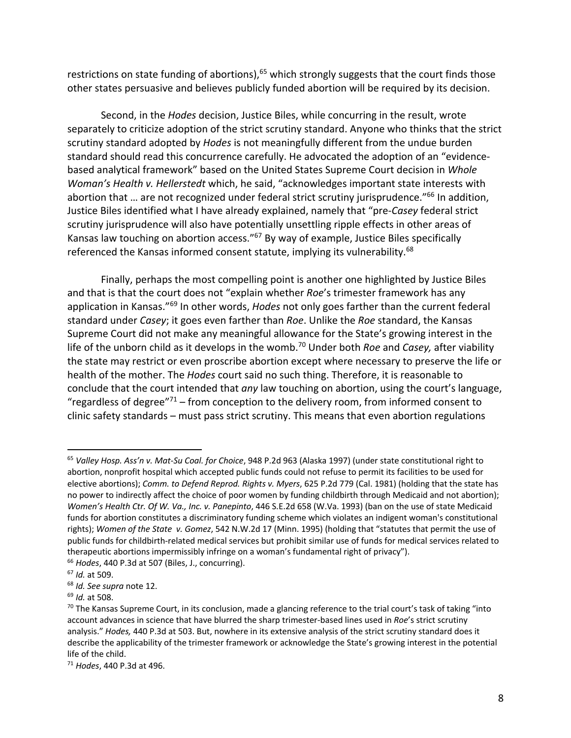restrictions on state funding of abortions),[65] which strongly suggests that the court finds those other states persuasive and believes publicly funded abortion will be required by its decision.

Second, in the *Hodes* decision, Justice Biles, while concurring in the result, wrote separately to criticize adoption of the strict scrutiny standard. Anyone who thinks that the strict scrutiny standard adopted by *Hodes* is not meaningfully different from the undue burden standard should read this concurrence carefully. He advocated the adoption of an "evidence-based analytical framework" based on the United States Supreme Court decision in *Whole Woman's Health v. Hellerstedt* which, he said, "acknowledges important state interests with abortion that … are not recognized under federal strict scrutiny jurisprudence."[66] In addition, Justice Biles identified what I have already explained, namely that "pre-*Casey* federal strict scrutiny jurisprudence will also have potentially unsettling ripple effects in other areas of Kansas law touching on abortion access."[67] By way of example, Justice Biles specifically referenced the Kansas informed consent statute, implying its vulnerability.[68]

Finally, perhaps the most compelling point is another one highlighted by Justice Biles and that is that the court does not "explain whether *Roe*'s trimester framework has any application in Kansas."[69] In other words, *Hodes* not only goes farther than the current federal standard under *Casey*; it goes even farther than *Roe*. Unlike the *Roe* standard, the Kansas Supreme Court did not make any meaningful allowance for the State's growing interest in the life of the unborn child as it develops in the womb.[70] Under both *Roe* and *Casey,* after viability the state may restrict or even proscribe abortion except where necessary to preserve the life or health of the mother. The *Hodes* court said no such thing. Therefore, it is reasonable to conclude that the court intended that *any* law touching on abortion, using the court's language, "regardless of degree"[71] – from conception to the delivery room, from informed consent to clinic safety standards – must pass strict scrutiny. This means that even abortion regulations

---

[65] *Valley Hosp. Ass'n v. Mat-Su Coal. for Choice*, 948 P.2d 963 (Alaska 1997) (under state constitutional right to abortion, nonprofit hospital which accepted public funds could not refuse to permit its facilities to be used for elective abortions); *Comm. to Defend Reprod. Rights v. Myers*, 625 P.2d 779 (Cal. 1981) (holding that the state has no power to indirectly affect the choice of poor women by funding childbirth through Medicaid and not abortion); *Women's Health Ctr. Of W. Va., Inc. v. Panepinto*, 446 S.E.2d 658 (W.Va. 1993) (ban on the use of state Medicaid funds for abortion constitutes a discriminatory funding scheme which violates an indigent woman's constitutional rights); *Women of the State v. Gomez*, 542 N.W.2d 17 (Minn. 1995) (holding that "statutes that permit the use of public funds for childbirth-related medical services but prohibit similar use of funds for medical services related to therapeutic abortions impermissibly infringe on a woman's fundamental right of privacy").

[66] *Hodes*, 440 P.3d at 507 (Biles, J., concurring).

[67] *Id.* at 509.

[68] *Id. See supra* note 12.

[69] *Id.* at 508.

[70] The Kansas Supreme Court, in its conclusion, made a glancing reference to the trial court's task of taking "into account advances in science that have blurred the sharp trimester-based lines used in *Roe*'s strict scrutiny analysis." *Hodes,* 440 P.3d at 503. But, nowhere in its extensive analysis of the strict scrutiny standard does it describe the applicability of the trimester framework or acknowledge the State's growing interest in the potential life of the child.

[71] *Hodes*, 440 P.3d at 496.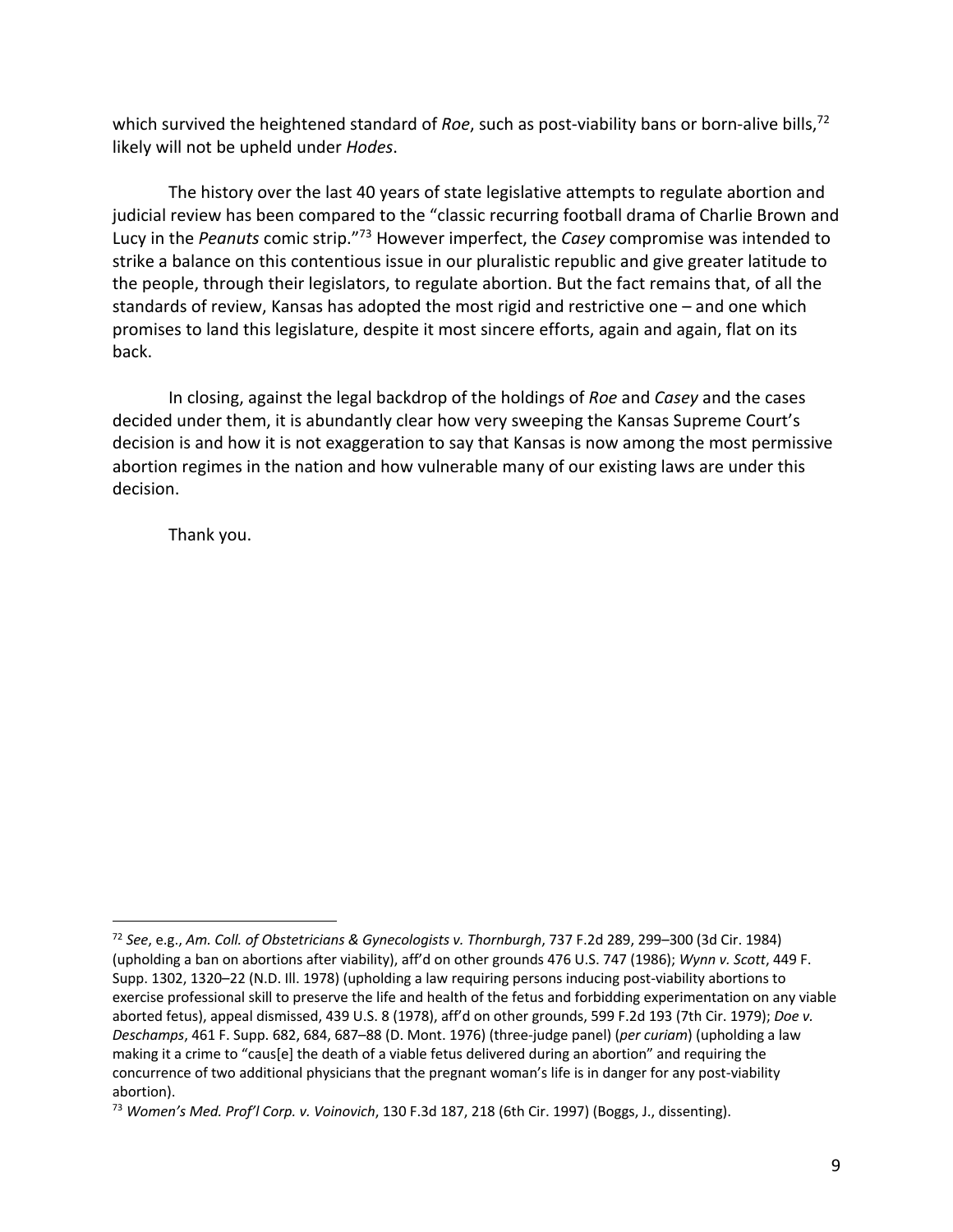which survived the heightened standard of *Roe*, such as post-viability bans or born-alive bills,[72] likely will not be upheld under *Hodes*.

The history over the last 40 years of state legislative attempts to regulate abortion and judicial review has been compared to the "classic recurring football drama of Charlie Brown and Lucy in the *Peanuts* comic strip."[73] However imperfect, the *Casey* compromise was intended to strike a balance on this contentious issue in our pluralistic republic and give greater latitude to the people, through their legislators, to regulate abortion. But the fact remains that, of all the standards of review, Kansas has adopted the most rigid and restrictive one – and one which promises to land this legislature, despite it most sincere efforts, again and again, flat on its back.

In closing, against the legal backdrop of the holdings of *Roe* and *Casey* and the cases decided under them, it is abundantly clear how very sweeping the Kansas Supreme Court's decision is and how it is not exaggeration to say that Kansas is now among the most permissive abortion regimes in the nation and how vulnerable many of our existing laws are under this decision.

Thank you.

---

[72] *See*, e.g., *Am. Coll. of Obstetricians & Gynecologists v. Thornburgh*, 737 F.2d 289, 299–300 (3d Cir. 1984) (upholding a ban on abortions after viability), aff'd on other grounds 476 U.S. 747 (1986); *Wynn v. Scott*, 449 F. Supp. 1302, 1320–22 (N.D. Ill. 1978) (upholding a law requiring persons inducing post-viability abortions to exercise professional skill to preserve the life and health of the fetus and forbidding experimentation on any viable aborted fetus), appeal dismissed, 439 U.S. 8 (1978), aff'd on other grounds, 599 F.2d 193 (7th Cir. 1979); *Doe v. Deschamps*, 461 F. Supp. 682, 684, 687–88 (D. Mont. 1976) (three-judge panel) (*per curiam*) (upholding a law making it a crime to "caus[e] the death of a viable fetus delivered during an abortion" and requiring the concurrence of two additional physicians that the pregnant woman's life is in danger for any post-viability abortion).

[73] *Women's Med. Prof'l Corp. v. Voinovich*, 130 F.3d 187, 218 (6th Cir. 1997) (Boggs, J., dissenting).